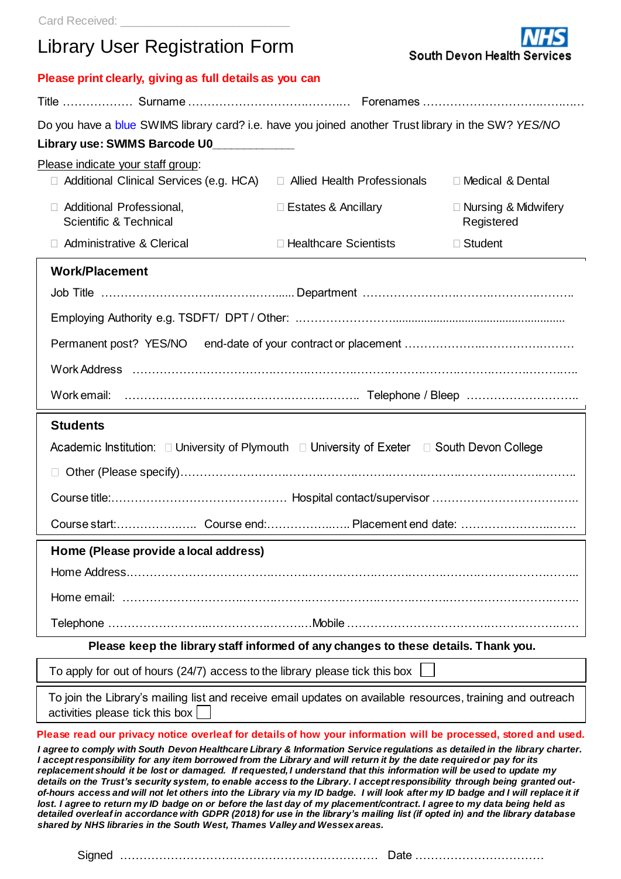Card Received: ____________________________

# Library User Registration Form

South Devon Health Services

**Please print clearly, giving as full details as you can**

Title ……………… Surname …………………………………….…… Forenames ……………………………….….…

Do you have a blue SWIMS library card? i.e. have you joined another Trust library in the SW? *YES/NO*

**Library use: SWIMS Barcode U0**____________

Please indicate your staff group:

- ☐ Additional Clinical Services (e.g. HCA)
- ☐ Allied Health Professionals
- ☐ Medical & Dental
- ☐ Additional Professional, Scientific & Technical
- ☐ Estates & Ancillary
- ☐ Nursing & Midwifery Registered
- ☐ Administrative & Clerical
- ☐ Healthcare Scientists
- ☐ Student

## Work/Placement

Job Title …………………………….………….…..... Department ………………………….………….…….…….

Employing Authority e.g. TSDFT/ DPT / Other: ……………………….........................................................

Permanent post? YES/NO end-date of your contract or placement …………………..……………….………

Work Address ………………………….……….…….………….…………….……….…………….…….…….

Work email: ……………………….……………….………..…….. Telephone / Bleep ………………………..

## Students

Academic Institution: ☐ University of Plymouth ☐ University of Exeter ☐ South Devon College

☐ Other (Please specify)…………………….…….……………….……….……….……………….……………..

Course title:……………………………………… Hospital contact/supervisor ……………………………….…

Course start:………………….. Course end:………………..…. Placement end date: ……………….………

## Home (Please provide a local address)

Home Address…………………………………….…………………….………….…………………….………..

Home email: ………………………….………….………….…………….……….…….………….……………..

Telephone ……………………..………………….……….Mobile ………………………………….……………

**Please keep the library staff informed of any changes to these details. Thank you.**

To apply for out of hours (24/7) access to the library please tick this box ☐

To join the Library's mailing list and receive email updates on available resources, training and outreach activities please tick this box ☐

**Please read our privacy notice overleaf for details of how your information will be processed, stored and used.**

***I agree to comply with South Devon Healthcare Library & Information Service regulations as detailed in the library charter. I accept responsibility for any item borrowed from the Library and will return it by the date required or pay for its replacement should it be lost or damaged. If requested, I understand that this information will be used to update my details on the Trust's security system, to enable access to the Library. I accept responsibility through being granted out-of-hours access and will not let others into the Library via my ID badge. I will look after my ID badge and I will replace it if lost. I agree to return my ID badge on or before the last day of my placement/contract. I agree to my data being held as detailed overleaf in accordance with GDPR (2018) for use in the library's mailing list (if opted in) and the library database shared by NHS libraries in the South West, Thames Valley and Wessex areas.***

Signed ……………….……………………….………………….…… Date ……………………………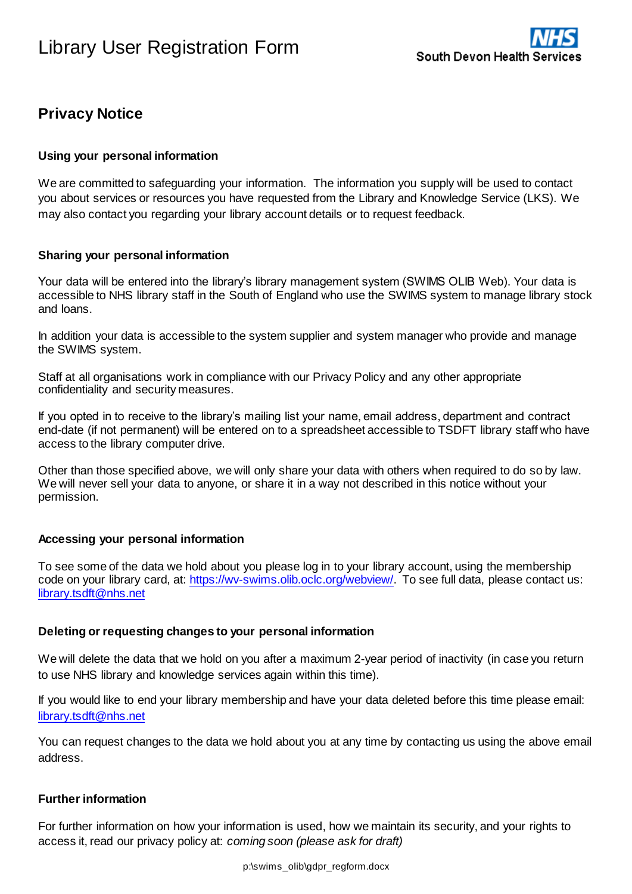# Library User Registration Form

South Devon Health Services

## Privacy Notice

### Using your personal information

We are committed to safeguarding your information. The information you supply will be used to contact you about services or resources you have requested from the Library and Knowledge Service (LKS). We may also contact you regarding your library account details or to request feedback.

### Sharing your personal information

Your data will be entered into the library's library management system (SWIMS OLIB Web). Your data is accessible to NHS library staff in the South of England who use the SWIMS system to manage library stock and loans.

In addition your data is accessible to the system supplier and system manager who provide and manage the SWIMS system.

Staff at all organisations work in compliance with our Privacy Policy and any other appropriate confidentiality and security measures.

If you opted in to receive to the library's mailing list your name, email address, department and contract end-date (if not permanent) will be entered on to a spreadsheet accessible to TSDFT library staff who have access to the library computer drive.

Other than those specified above, we will only share your data with others when required to do so by law. We will never sell your data to anyone, or share it in a way not described in this notice without your permission.

### Accessing your personal information

To see some of the data we hold about you please log in to your library account, using the membership code on your library card, at: https://wv-swims.olib.oclc.org/webview/. To see full data, please contact us: library.tsdft@nhs.net

### Deleting or requesting changes to your personal information

We will delete the data that we hold on you after a maximum 2-year period of inactivity (in case you return to use NHS library and knowledge services again within this time).

If you would like to end your library membership and have your data deleted before this time please email: library.tsdft@nhs.net

You can request changes to the data we hold about you at any time by contacting us using the above email address.

### Further information

For further information on how your information is used, how we maintain its security, and your rights to access it, read our privacy policy at: *coming soon (please ask for draft)*

p:\swims_olib\gdpr_regform.docx